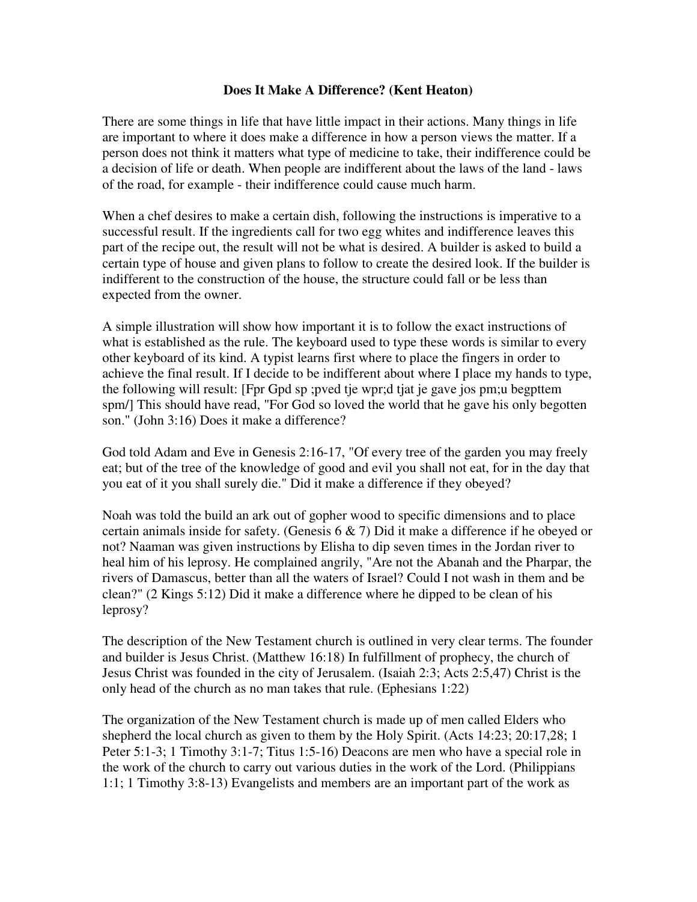# Does It Make A Difference? (Kent Heaton)

There are some things in life that have little impact in their actions. Many things in life are important to where it does make a difference in how a person views the matter. If a person does not think it matters what type of medicine to take, their indifference could be a decision of life or death. When people are indifferent about the laws of the land - laws of the road, for example - their indifference could cause much harm.

When a chef desires to make a certain dish, following the instructions is imperative to a successful result. If the ingredients call for two egg whites and indifference leaves this part of the recipe out, the result will not be what is desired. A builder is asked to build a certain type of house and given plans to follow to create the desired look. If the builder is indifferent to the construction of the house, the structure could fall or be less than expected from the owner.

A simple illustration will show how important it is to follow the exact instructions of what is established as the rule. The keyboard used to type these words is similar to every other keyboard of its kind. A typist learns first where to place the fingers in order to achieve the final result. If I decide to be indifferent about where I place my hands to type, the following will result: [Fpr Gpd sp ;pved tje wpr;d tjat je gave jos pm;u begpttem spm/] This should have read, "For God so loved the world that he gave his only begotten son." (John 3:16) Does it make a difference?

God told Adam and Eve in Genesis 2:16-17, "Of every tree of the garden you may freely eat; but of the tree of the knowledge of good and evil you shall not eat, for in the day that you eat of it you shall surely die." Did it make a difference if they obeyed?

Noah was told the build an ark out of gopher wood to specific dimensions and to place certain animals inside for safety. (Genesis 6 & 7) Did it make a difference if he obeyed or not? Naaman was given instructions by Elisha to dip seven times in the Jordan river to heal him of his leprosy. He complained angrily, "Are not the Abanah and the Pharpar, the rivers of Damascus, better than all the waters of Israel? Could I not wash in them and be clean?" (2 Kings 5:12) Did it make a difference where he dipped to be clean of his leprosy?

The description of the New Testament church is outlined in very clear terms. The founder and builder is Jesus Christ. (Matthew 16:18) In fulfillment of prophecy, the church of Jesus Christ was founded in the city of Jerusalem. (Isaiah 2:3; Acts 2:5,47) Christ is the only head of the church as no man takes that rule. (Ephesians 1:22)

The organization of the New Testament church is made up of men called Elders who shepherd the local church as given to them by the Holy Spirit. (Acts 14:23; 20:17,28; 1 Peter 5:1-3; 1 Timothy 3:1-7; Titus 1:5-16) Deacons are men who have a special role in the work of the church to carry out various duties in the work of the Lord. (Philippians 1:1; 1 Timothy 3:8-13) Evangelists and members are an important part of the work as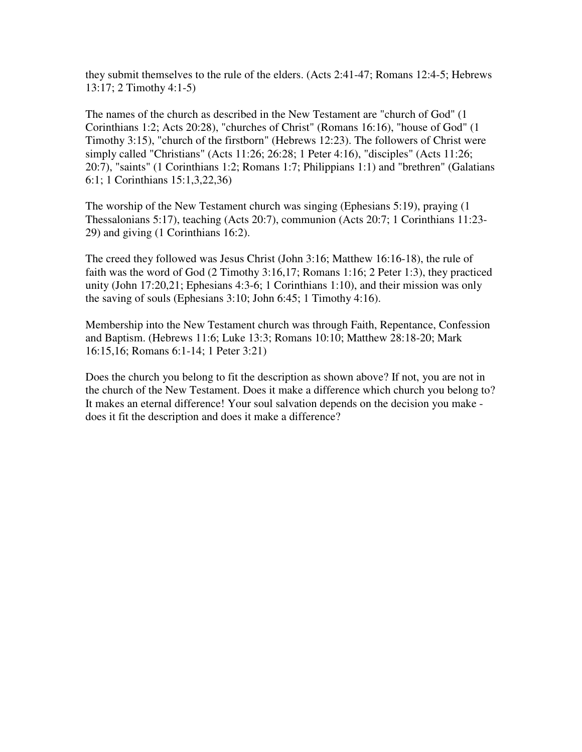they submit themselves to the rule of the elders. (Acts 2:41-47; Romans 12:4-5; Hebrews 13:17; 2 Timothy 4:1-5)

The names of the church as described in the New Testament are "church of God" (1 Corinthians 1:2; Acts 20:28), "churches of Christ" (Romans 16:16), "house of God" (1 Timothy 3:15), "church of the firstborn" (Hebrews 12:23). The followers of Christ were simply called "Christians" (Acts 11:26; 26:28; 1 Peter 4:16), "disciples" (Acts 11:26; 20:7), "saints" (1 Corinthians 1:2; Romans 1:7; Philippians 1:1) and "brethren" (Galatians 6:1; 1 Corinthians 15:1,3,22,36)

The worship of the New Testament church was singing (Ephesians 5:19), praying (1 Thessalonians 5:17), teaching (Acts 20:7), communion (Acts 20:7; 1 Corinthians 11:23-29) and giving (1 Corinthians 16:2).

The creed they followed was Jesus Christ (John 3:16; Matthew 16:16-18), the rule of faith was the word of God (2 Timothy 3:16,17; Romans 1:16; 2 Peter 1:3), they practiced unity (John 17:20,21; Ephesians 4:3-6; 1 Corinthians 1:10), and their mission was only the saving of souls (Ephesians 3:10; John 6:45; 1 Timothy 4:16).

Membership into the New Testament church was through Faith, Repentance, Confession and Baptism. (Hebrews 11:6; Luke 13:3; Romans 10:10; Matthew 28:18-20; Mark 16:15,16; Romans 6:1-14; 1 Peter 3:21)

Does the church you belong to fit the description as shown above? If not, you are not in the church of the New Testament. Does it make a difference which church you belong to? It makes an eternal difference! Your soul salvation depends on the decision you make - does it fit the description and does it make a difference?